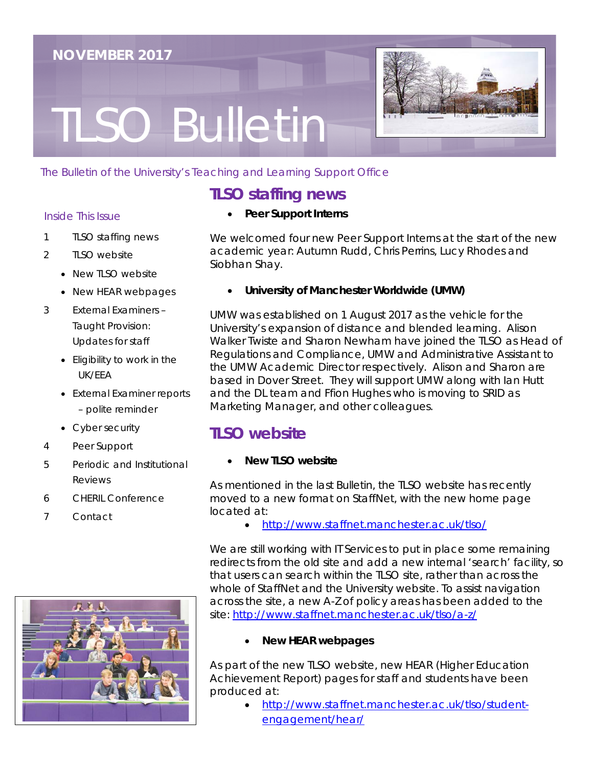NOVEMBER 2017

# TLSO Bulletin

*The Bulletin of the University's Teaching and Learning Support Office*

**Inside This Issue**

1. TLSO staffing news
2. TLSO website
   - New TLSO website
   - New HEAR webpages
3. External Examiners – Taught Provision: Updates for staff
   - Eligibility to work in the UK/EEA
   - External Examiner reports – polite reminder
   - Cyber security
4. Peer Support
5. Periodic and Institutional Reviews
6. CHERIL Conference
7. Contact

## TLSO staffing news

- **Peer Support Interns**

We welcomed four new Peer Support Interns at the start of the new academic year: Autumn Rudd, Chris Perrins, Lucy Rhodes and Siobhan Shay.

- **University of Manchester Worldwide (UMW)**

UMW was established on 1 August 2017 as the vehicle for the University's expansion of distance and blended learning. Alison Walker Twiste and Sharon Newham have joined the TLSO as Head of Regulations and Compliance, UMW and Administrative Assistant to the UMW Academic Director respectively. Alison and Sharon are based in Dover Street. They will support UMW along with Ian Hutt and the DL team and Ffion Hughes who is moving to SRID as Marketing Manager, and other colleagues.

## TLSO website

- **New TLSO website**

As mentioned in the last Bulletin, the TLSO website has recently moved to a new format on StaffNet, with the new home page located at:

- http://www.staffnet.manchester.ac.uk/tlso/

We are still working with IT Services to put in place some remaining redirects from the old site and add a new internal 'search' facility, so that users can search within the TLSO site, rather than across the whole of StaffNet and the University website. To assist navigation across the site, a new A-Z of policy areas has been added to the site: http://www.staffnet.manchester.ac.uk/tlso/a-z/

- **New HEAR webpages**

As part of the new TLSO website, new HEAR (Higher Education Achievement Report) pages for staff and students have been produced at:

- http://www.staffnet.manchester.ac.uk/tlso/student-engagement/hear/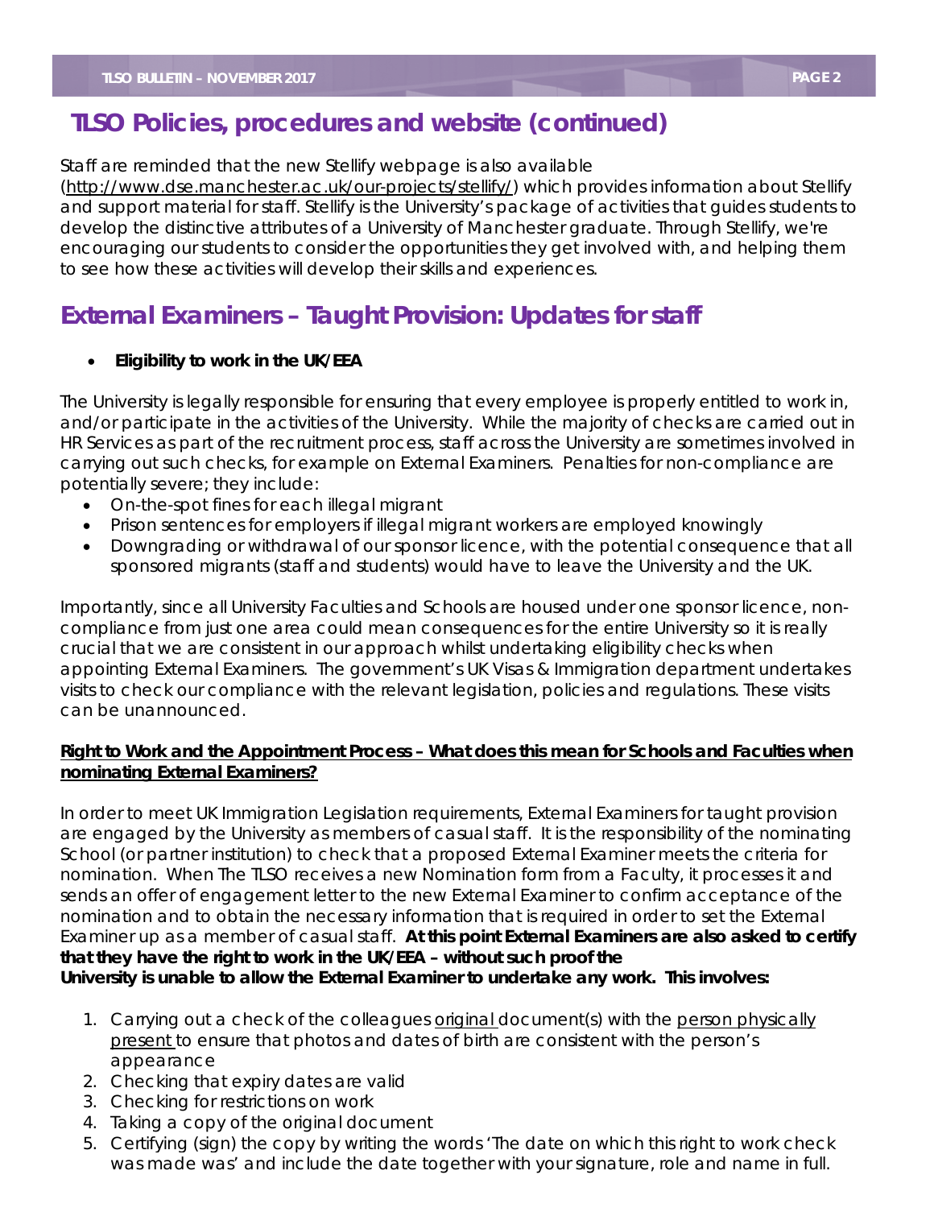## TLSO Policies, procedures and website (continued)

Staff are reminded that the new Stellify webpage is also available (http://www.dse.manchester.ac.uk/our-projects/stellify/) which provides information about Stellify and support material for staff. Stellify is the University's package of activities that guides students to develop the distinctive attributes of a University of Manchester graduate. Through Stellify, we're encouraging our students to consider the opportunities they get involved with, and helping them to see how these activities will develop their skills and experiences.

## External Examiners – Taught Provision: Updates for staff

- **Eligibility to work in the UK/EEA**

The University is legally responsible for ensuring that every employee is properly entitled to work in, and/or participate in the activities of the University. While the majority of checks are carried out in HR Services as part of the recruitment process, staff across the University are sometimes involved in carrying out such checks, for example on External Examiners. Penalties for non-compliance are potentially severe; they include:

- On-the-spot fines for each illegal migrant
- Prison sentences for employers if illegal migrant workers are employed knowingly
- Downgrading or withdrawal of our sponsor licence, with the potential consequence that all sponsored migrants (staff and students) would have to leave the University and the UK.

Importantly, since all University Faculties and Schools are housed under one sponsor licence, non-compliance from just one area could mean consequences for the entire University so it is really crucial that we are consistent in our approach whilst undertaking eligibility checks when appointing External Examiners. The government's UK Visas & Immigration department undertakes visits to check our compliance with the relevant legislation, policies and regulations. These visits can be unannounced.

**Right to Work and the Appointment Process – What does this mean for Schools and Faculties when nominating External Examiners?**

In order to meet UK Immigration Legislation requirements, External Examiners for taught provision are engaged by the University as members of casual staff. It is the responsibility of the nominating School (or partner institution) to check that a proposed External Examiner meets the criteria for nomination. When The TLSO receives a new Nomination form from a Faculty, it processes it and sends an offer of engagement letter to the new External Examiner to confirm acceptance of the nomination and to obtain the necessary information that is required in order to set the External Examiner up as a member of casual staff. **At this point External Examiners are also asked to certify that they have the right to work in the UK/EEA – without such proof the University is unable to allow the External Examiner to undertake any work. This involves:**

1. Carrying out a check of the colleagues original document(s) with the person physically present to ensure that photos and dates of birth are consistent with the person's appearance
2. Checking that expiry dates are valid
3. Checking for restrictions on work
4. Taking a copy of the original document
5. Certifying (sign) the copy by writing the words 'The date on which this right to work check was made was' and include the date together with your signature, role and name in full.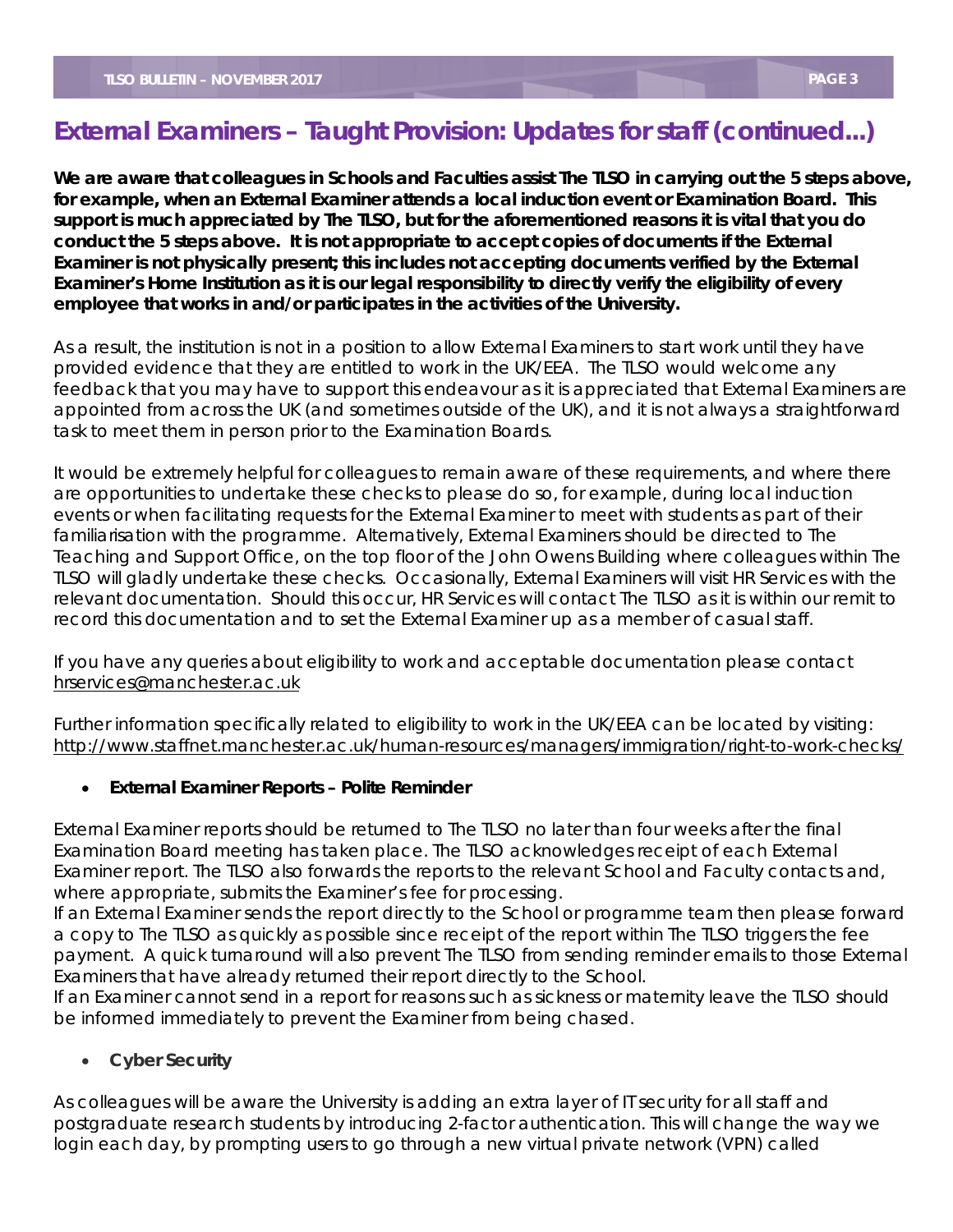## External Examiners – Taught Provision: Updates for staff (continued...)

**We are aware that colleagues in Schools and Faculties assist The TLSO in carrying out the 5 steps above, for example, when an External Examiner attends a local induction event or Examination Board. This support is much appreciated by The TLSO, but for the aforementioned reasons it is vital that you do conduct the 5 steps above. It is not appropriate to accept copies of documents if the External Examiner is not physically present; this includes not accepting documents verified by the External Examiner's Home Institution as it is our legal responsibility to directly verify the eligibility of every employee that works in and/or participates in the activities of the University.**

As a result, the institution is not in a position to allow External Examiners to start work until they have provided evidence that they are entitled to work in the UK/EEA. The TLSO would welcome any feedback that you may have to support this endeavour as it is appreciated that External Examiners are appointed from across the UK (and sometimes outside of the UK), and it is not always a straightforward task to meet them in person prior to the Examination Boards.

It would be extremely helpful for colleagues to remain aware of these requirements, and where there are opportunities to undertake these checks to please do so, for example, during local induction events or when facilitating requests for the External Examiner to meet with students as part of their familiarisation with the programme. Alternatively, External Examiners should be directed to The Teaching and Support Office, on the top floor of the John Owens Building where colleagues within The TLSO will gladly undertake these checks. Occasionally, External Examiners will visit HR Services with the relevant documentation. Should this occur, HR Services will contact The TLSO as it is within our remit to record this documentation and to set the External Examiner up as a member of casual staff.

If you have any queries about eligibility to work and acceptable documentation please contact hrservices@manchester.ac.uk

Further information specifically related to eligibility to work in the UK/EEA can be located by visiting: http://www.staffnet.manchester.ac.uk/human-resources/managers/immigration/right-to-work-checks/

- **External Examiner Reports – Polite Reminder**

External Examiner reports should be returned to The TLSO no later than four weeks after the final Examination Board meeting has taken place. The TLSO acknowledges receipt of each External Examiner report. The TLSO also forwards the reports to the relevant School and Faculty contacts and, where appropriate, submits the Examiner's fee for processing.
If an External Examiner sends the report directly to the School or programme team then please forward a copy to The TLSO as quickly as possible since receipt of the report within The TLSO triggers the fee payment. A quick turnaround will also prevent The TLSO from sending reminder emails to those External Examiners that have already returned their report directly to the School.
If an Examiner cannot send in a report for reasons such as sickness or maternity leave the TLSO should be informed immediately to prevent the Examiner from being chased.

- **Cyber Security**

As colleagues will be aware the University is adding an extra layer of IT security for all staff and postgraduate research students by introducing 2-factor authentication. This will change the way we login each day, by prompting users to go through a new virtual private network (VPN) called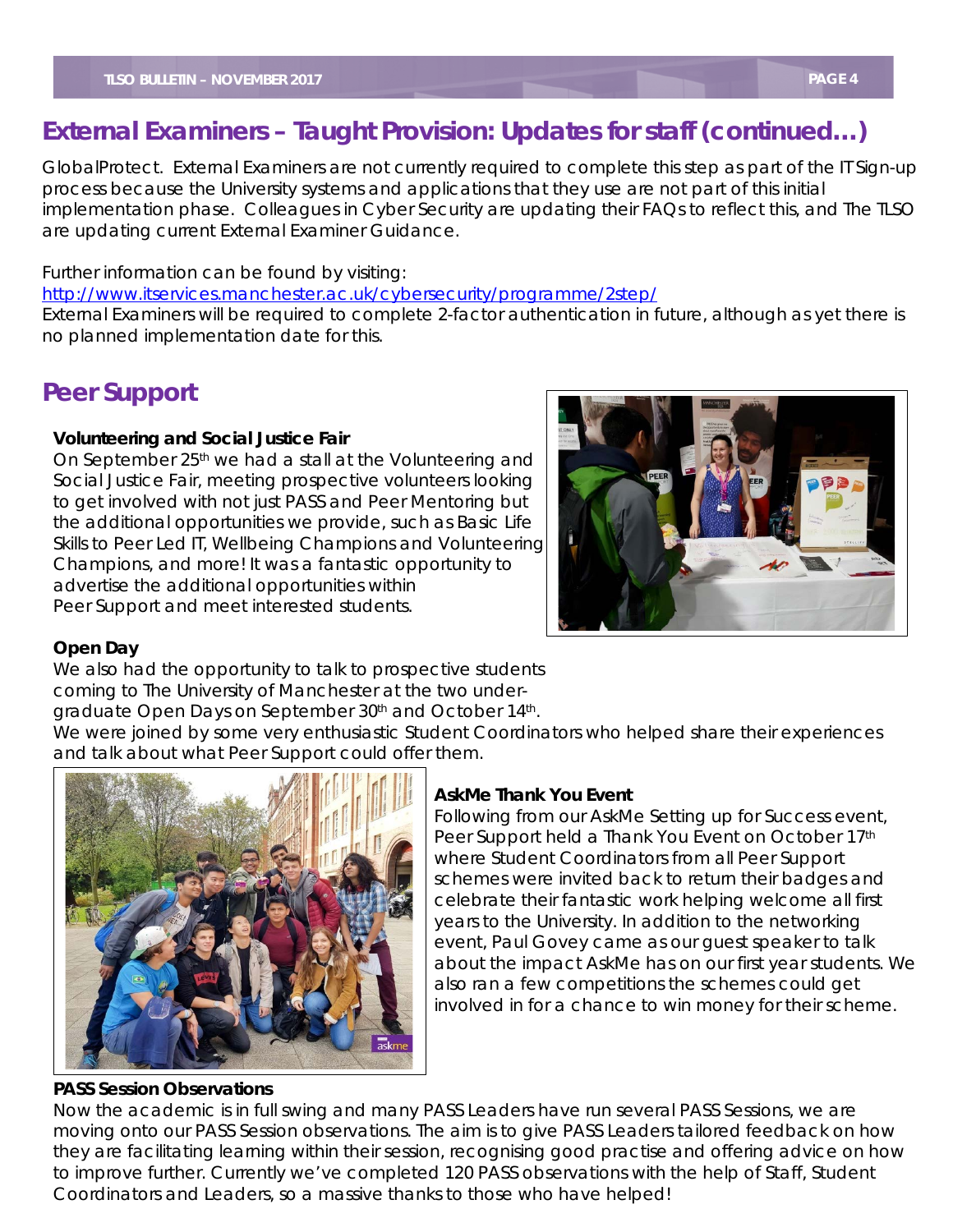## External Examiners – Taught Provision: Updates for staff (continued…)

GlobalProtect. External Examiners are not currently required to complete this step as part of the IT Sign-up process because the University systems and applications that they use are not part of this initial implementation phase. Colleagues in Cyber Security are updating their FAQs to reflect this, and The TLSO are updating current External Examiner Guidance.

Further information can be found by visiting:
http://www.itservices.manchester.ac.uk/cybersecurity/programme/2step/
External Examiners will be required to complete 2-factor authentication in future, although as yet there is no planned implementation date for this.

## Peer Support

### Volunteering and Social Justice Fair

On September 25th we had a stall at the Volunteering and Social Justice Fair, meeting prospective volunteers looking to get involved with not just PASS and Peer Mentoring but the additional opportunities we provide, such as Basic Life Skills to Peer Led IT, Wellbeing Champions and Volunteering Champions, and more! It was a fantastic opportunity to advertise the additional opportunities within Peer Support and meet interested students.

### Open Day

We also had the opportunity to talk to prospective students coming to The University of Manchester at the two undergraduate Open Days on September 30th and October 14th.
We were joined by some very enthusiastic Student Coordinators who helped share their experiences and talk about what Peer Support could offer them.

### AskMe Thank You Event

Following from our AskMe Setting up for Success event, Peer Support held a Thank You Event on October 17th where Student Coordinators from all Peer Support schemes were invited back to return their badges and celebrate their fantastic work helping welcome all first years to the University. In addition to the networking event, Paul Govey came as our guest speaker to talk about the impact AskMe has on our first year students. We also ran a few competitions the schemes could get involved in for a chance to win money for their scheme.

### PASS Session Observations

Now the academic is in full swing and many PASS Leaders have run several PASS Sessions, we are moving onto our PASS Session observations. The aim is to give PASS Leaders tailored feedback on how they are facilitating learning within their session, recognising good practise and offering advice on how to improve further. Currently we've completed 120 PASS observations with the help of Staff, Student Coordinators and Leaders, so a massive thanks to those who have helped!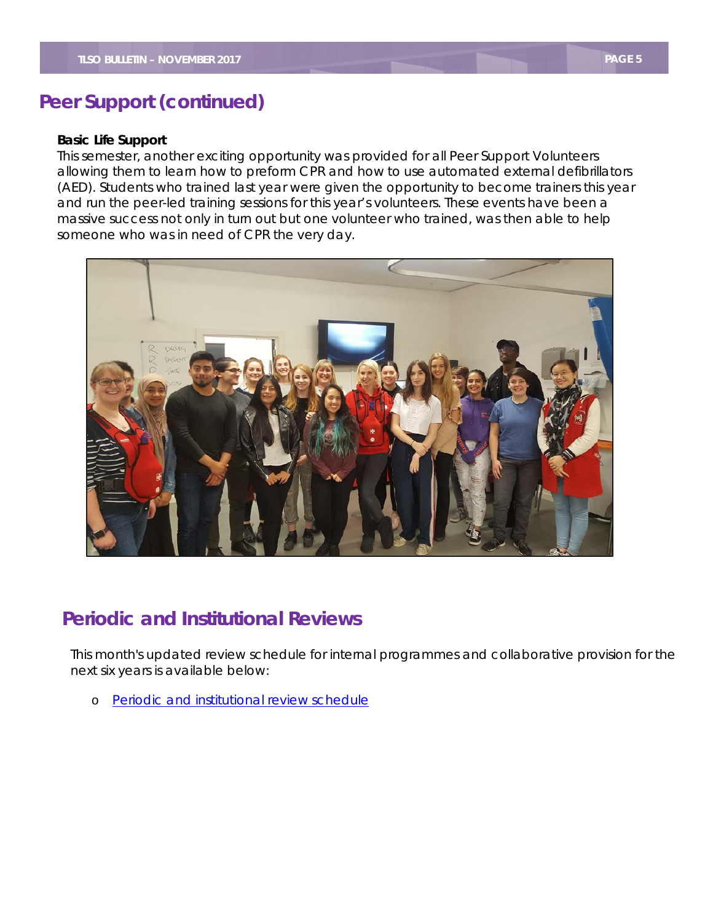## Peer Support (continued)

**Basic Life Support**

This semester, another exciting opportunity was provided for all Peer Support Volunteers allowing them to learn how to preform CPR and how to use automated external defibrillators (AED). Students who trained last year were given the opportunity to become trainers this year and run the peer-led training sessions for this year's volunteers. These events have been a massive success not only in turn out but one volunteer who trained, was then able to help someone who was in need of CPR the very day.

## Periodic and Institutional Reviews

This month's updated review schedule for internal programmes and collaborative provision for the next six years is available below:

- Periodic and institutional review schedule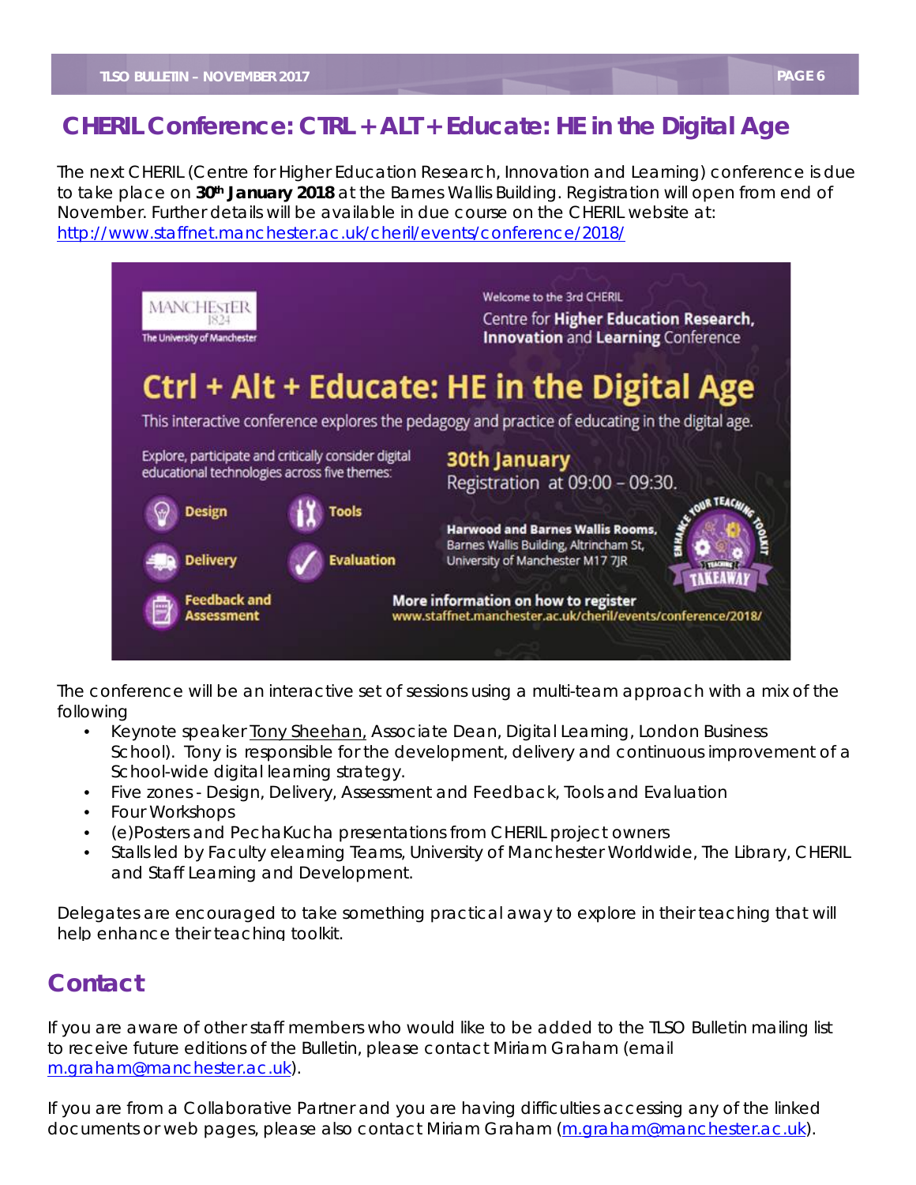## CHERIL Conference: CTRL + ALT + Educate: HE in the Digital Age

The next CHERIL (Centre for Higher Education Research, Innovation and Learning) conference is due to take place on **30th January 2018** at the Barnes Wallis Building. Registration will open from end of November. Further details will be available in due course on the CHERIL website at: http://www.staffnet.manchester.ac.uk/cheril/events/conference/2018/

MANCHESTER 1824 The University of Manchester

Welcome to the 3rd CHERIL Centre for **Higher Education Research, Innovation** and **Learning** Conference

**Ctrl + Alt + Educate: HE in the Digital Age**

This interactive conference explores the pedagogy and practice of educating in the digital age.

Explore, participate and critically consider digital educational technologies across five themes:

- **Design**
- **Tools**
- **Delivery**
- **Evaluation**
- **Feedback and Assessment**

**30th January**
Registration at 09:00 – 09:30.

**Harwood and Barnes Wallis Rooms,**
Barnes Wallis Building, Altrincham St,
University of Manchester M17 7JR

ENHANCE YOUR TEACHING TOOLKIT — TEACHING TAKEAWAY

**More information on how to register**
www.staffnet.manchester.ac.uk/cheril/events/conference/2018/

The conference will be an interactive set of sessions using a multi-team approach with a mix of the following

- Keynote speaker Tony Sheehan, Associate Dean, Digital Learning, London Business School). Tony is responsible for the development, delivery and continuous improvement of a School-wide digital learning strategy.
- Five zones - Design, Delivery, Assessment and Feedback, Tools and Evaluation
- Four Workshops
- (e)Posters and PechaKucha presentations from CHERIL project owners
- Stalls led by Faculty elearning Teams, University of Manchester Worldwide, The Library, CHERIL and Staff Learning and Development.

Delegates are encouraged to take something practical away to explore in their teaching that will help enhance their teaching toolkit.

## Contact

If you are aware of other staff members who would like to be added to the TLSO Bulletin mailing list to receive future editions of the Bulletin, please contact Miriam Graham (email m.graham@manchester.ac.uk).

If you are from a Collaborative Partner and you are having difficulties accessing any of the linked documents or web pages, please also contact Miriam Graham (m.graham@manchester.ac.uk).